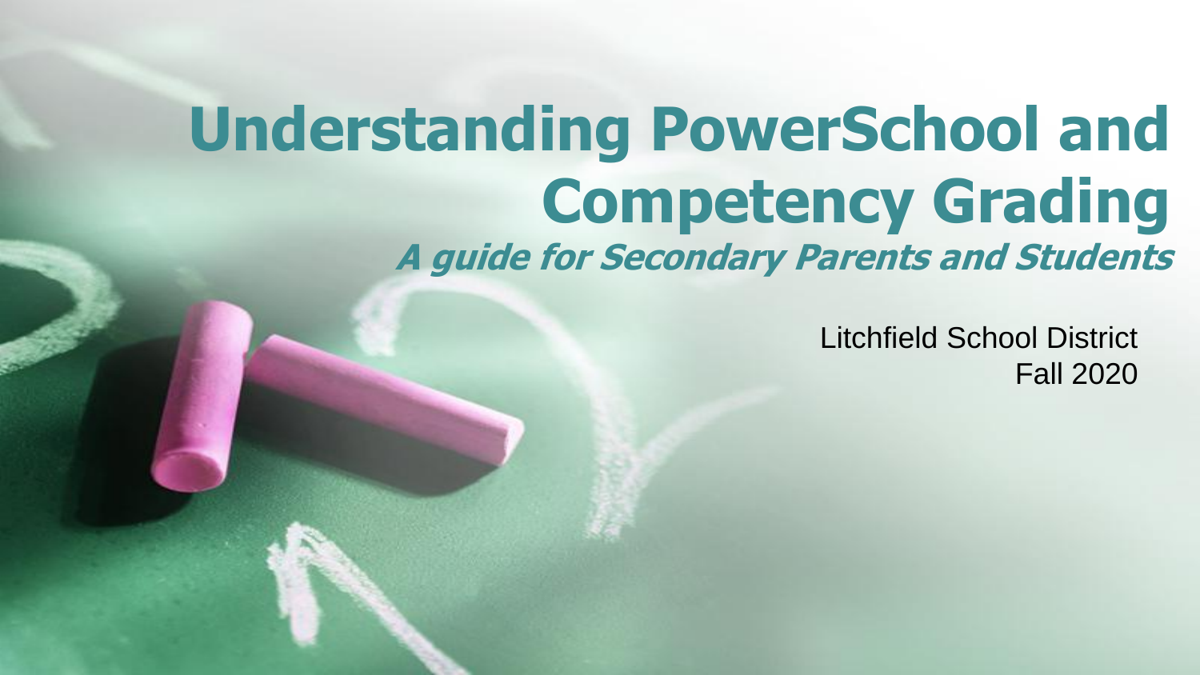# Understanding PowerSchool and Competency Grading

***A guide for Secondary Parents and Students***

Litchfield School District

Fall 2020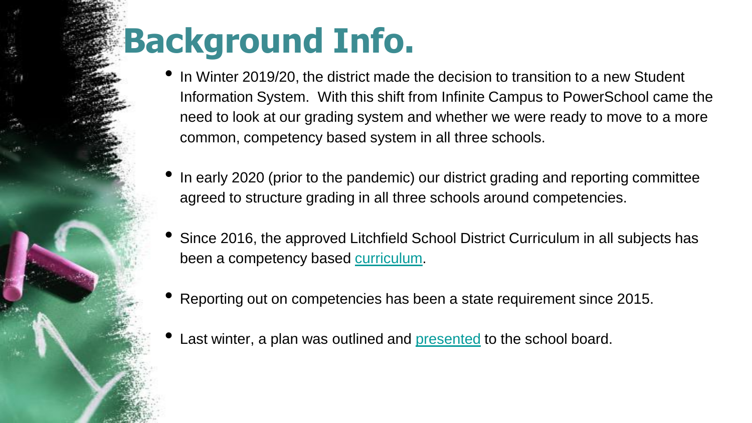# Background Info.

- In Winter 2019/20, the district made the decision to transition to a new Student Information System. With this shift from Infinite Campus to PowerSchool came the need to look at our grading system and whether we were ready to move to a more common, competency based system in all three schools.
- In early 2020 (prior to the pandemic) our district grading and reporting committee agreed to structure grading in all three schools around competencies.
- Since 2016, the approved Litchfield School District Curriculum in all subjects has been a competency based curriculum.
- Reporting out on competencies has been a state requirement since 2015.
- Last winter, a plan was outlined and presented to the school board.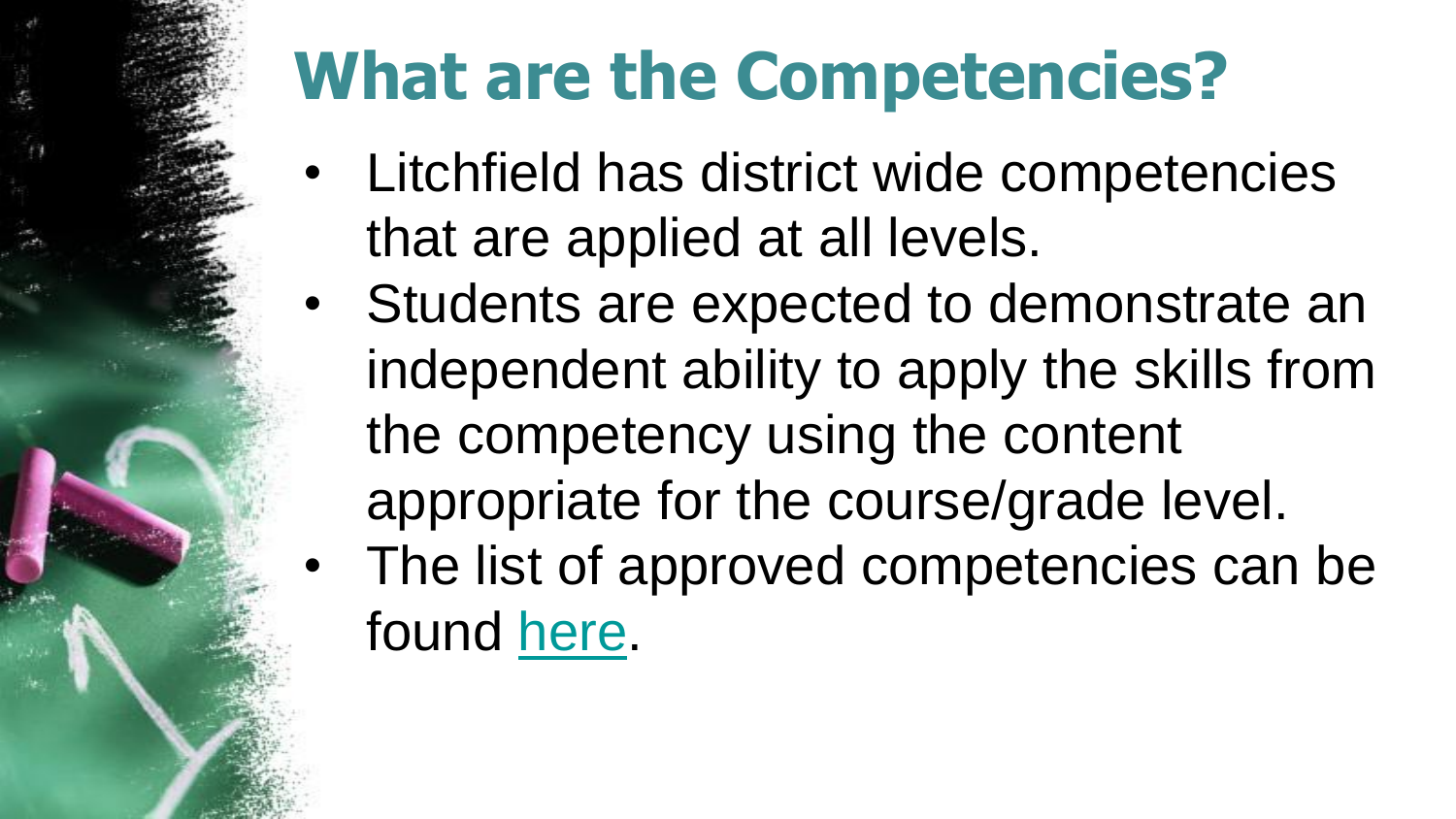# What are the Competencies?

- Litchfield has district wide competencies that are applied at all levels.
- Students are expected to demonstrate an independent ability to apply the skills from the competency using the content appropriate for the course/grade level.
- The list of approved competencies can be found here.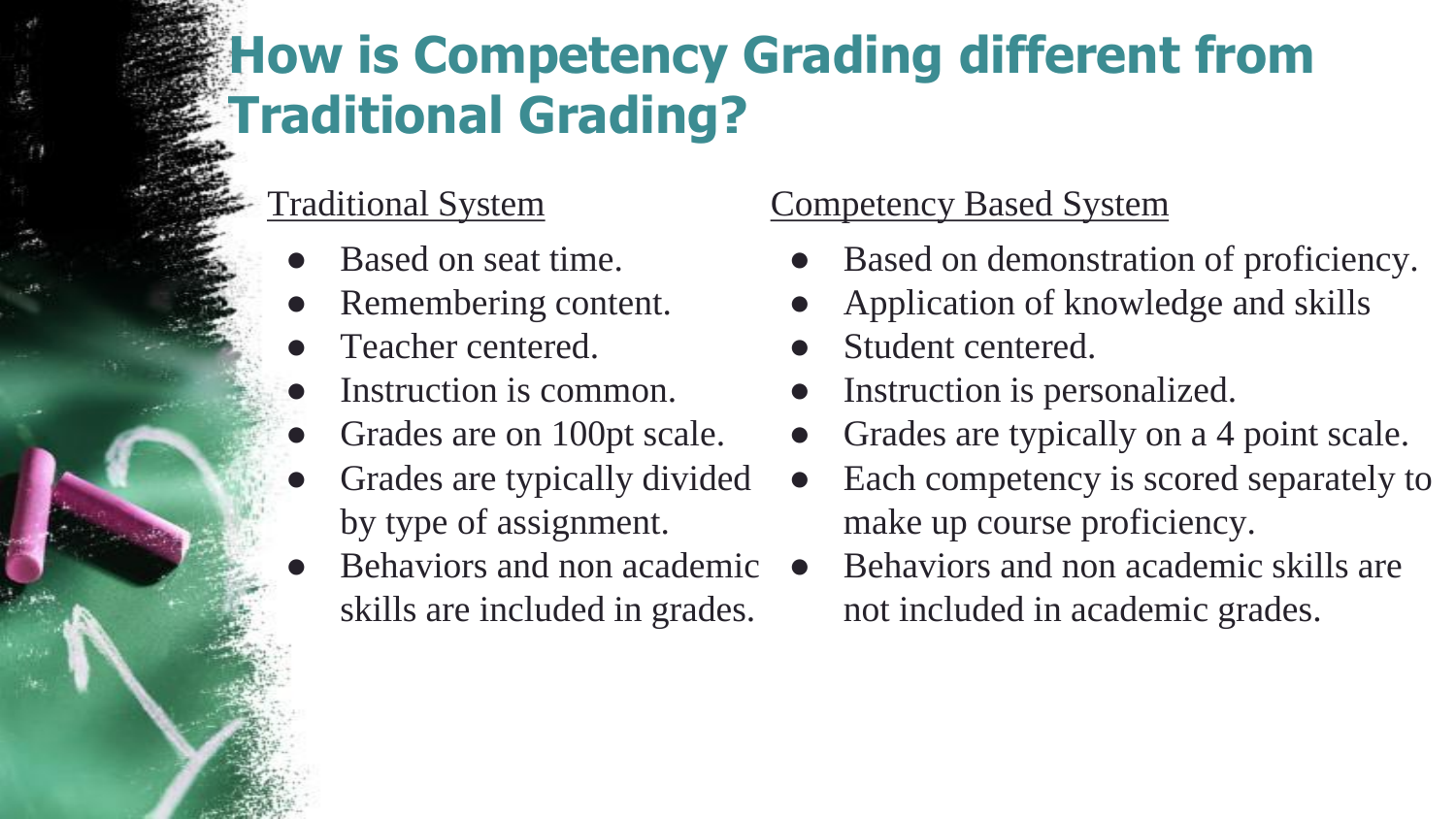# How is Competency Grading different from Traditional Grading?

Traditional System

- Based on seat time.
- Remembering content.
- Teacher centered.
- Instruction is common.
- Grades are on 100pt scale.
- Grades are typically divided by type of assignment.
- Behaviors and non academic skills are included in grades.

Competency Based System

- Based on demonstration of proficiency.
- Application of knowledge and skills
- Student centered.
- Instruction is personalized.
- Grades are typically on a 4 point scale.
- Each competency is scored separately to make up course proficiency.
- Behaviors and non academic skills are not included in academic grades.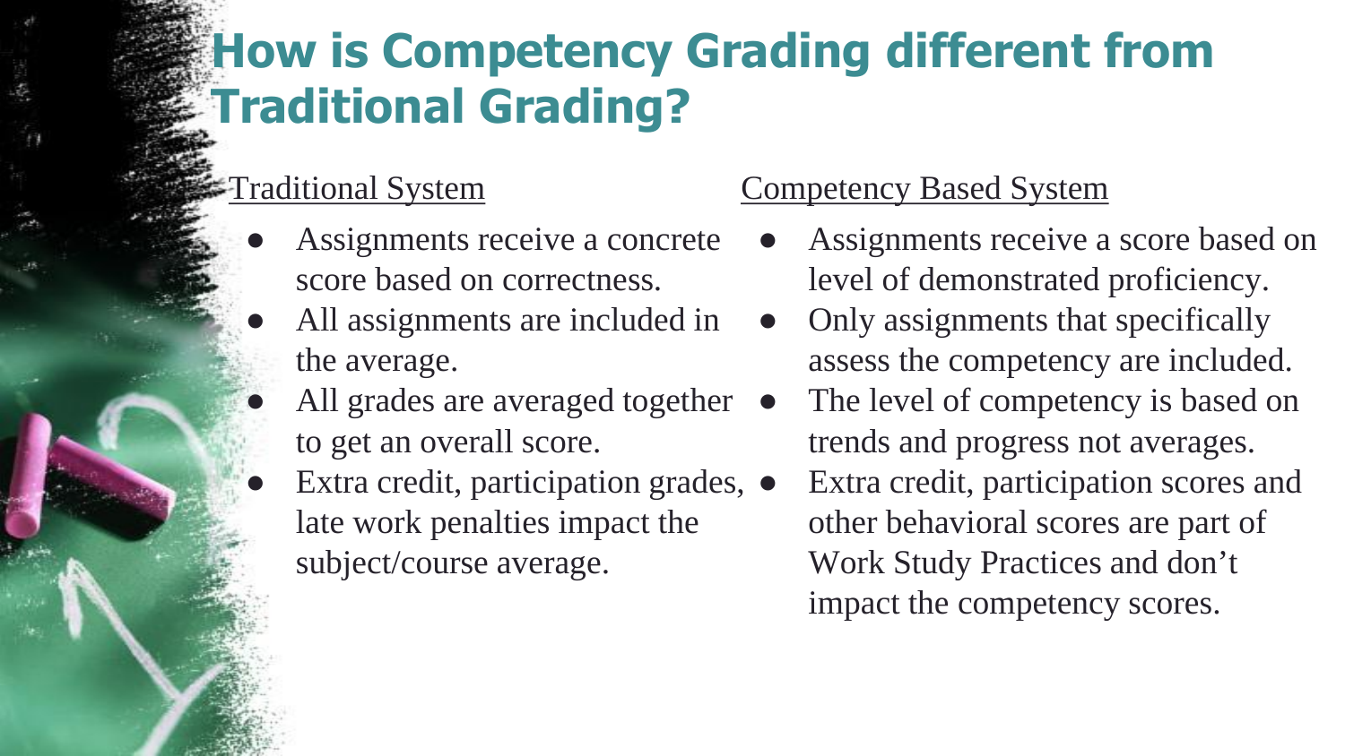# How is Competency Grading different from Traditional Grading?

Traditional System

- Assignments receive a concrete score based on correctness.
- All assignments are included in the average.
- All grades are averaged together to get an overall score.
- Extra credit, participation grades, late work penalties impact the subject/course average.

Competency Based System

- Assignments receive a score based on level of demonstrated proficiency.
- Only assignments that specifically assess the competency are included.
- The level of competency is based on trends and progress not averages.
- Extra credit, participation scores and other behavioral scores are part of Work Study Practices and don't impact the competency scores.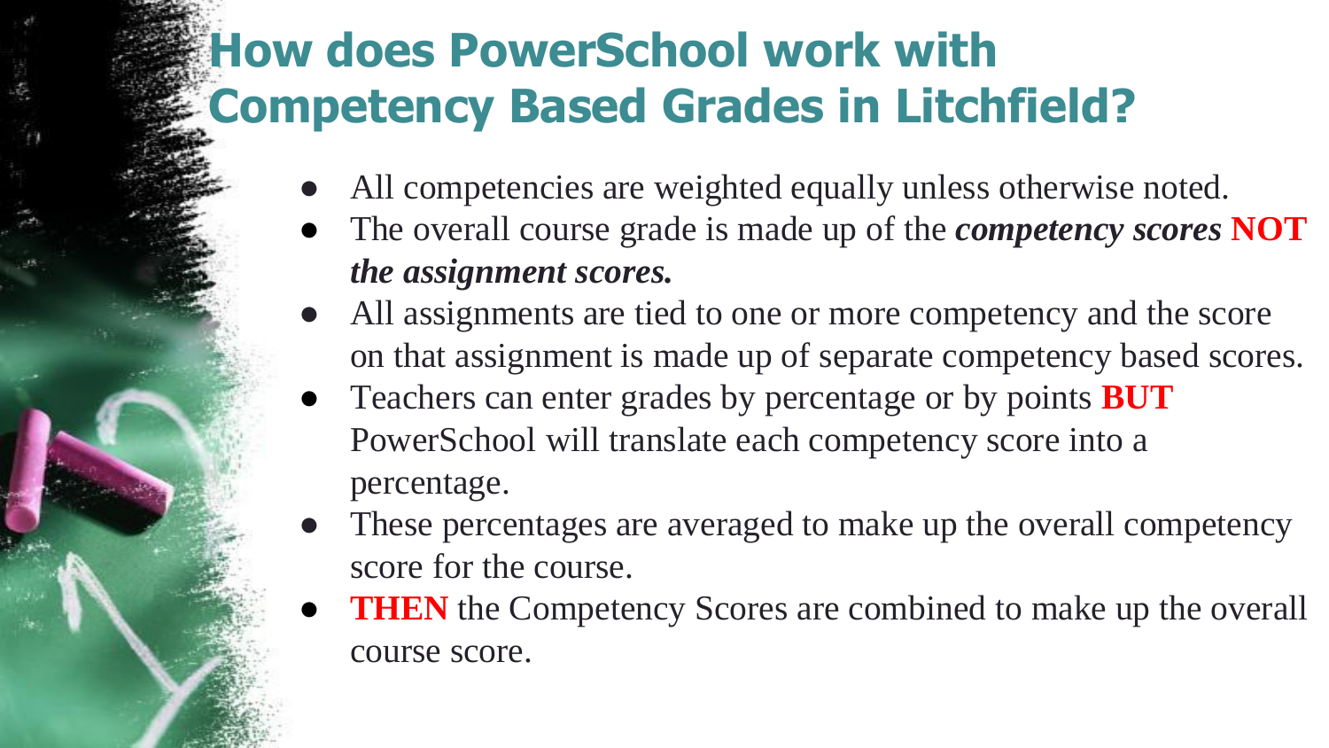# How does PowerSchool work with Competency Based Grades in Litchfield?

- All competencies are weighted equally unless otherwise noted.
- The overall course grade is made up of the ***competency scores*** **NOT *the assignment scores.***
- All assignments are tied to one or more competency and the score on that assignment is made up of separate competency based scores.
- Teachers can enter grades by percentage or by points **BUT** PowerSchool will translate each competency score into a percentage.
- These percentages are averaged to make up the overall competency score for the course.
- **THEN** the Competency Scores are combined to make up the overall course score.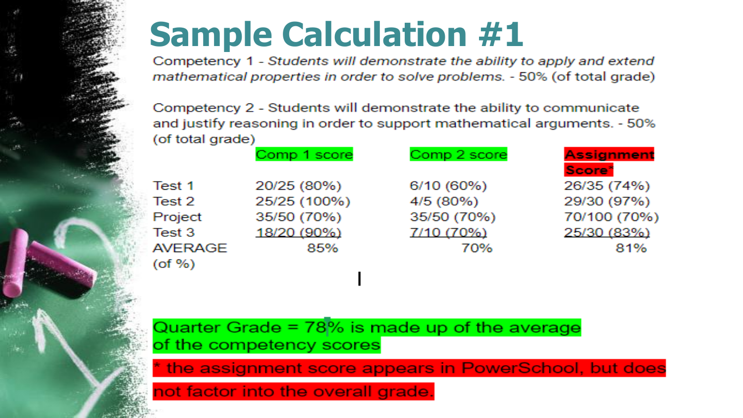# Sample Calculation #1

Competency 1 - *Students will demonstrate the ability to apply and extend mathematical properties in order to solve problems.* - 50% (of total grade)

Competency 2 - Students will demonstrate the ability to communicate and justify reasoning in order to support mathematical arguments. - 50% (of total grade)

| | Comp 1 score | Comp 2 score | Assignment Score* |
|---|---|---|---|
| Test 1 | 20/25 (80%) | 6/10 (60%) | 26/35 (74%) |
| Test 2 | 25/25 (100%) | 4/5 (80%) | 29/30 (97%) |
| Project | 35/50 (70%) | 35/50 (70%) | 70/100 (70%) |
| Test 3 | 18/20 (90%) | 7/10 (70%) | 25/30 (83%) |
| AVERAGE (of %) | 85% | 70% | 81% |

Quarter Grade = 78% is made up of the average of the competency scores

* the assignment score appears in PowerSchool, but does not factor into the overall grade.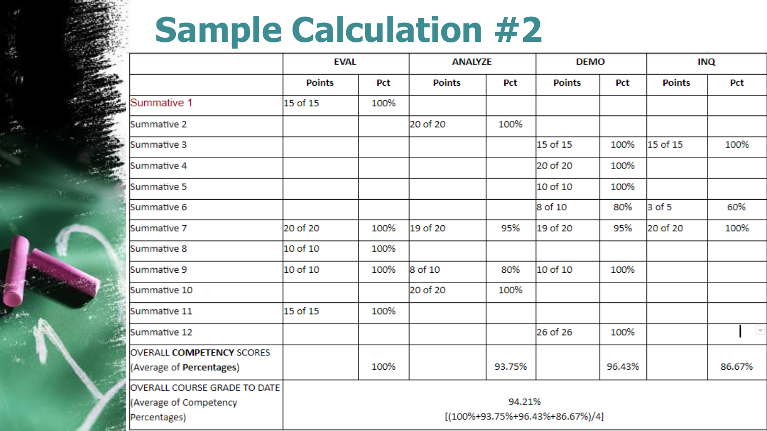# Sample Calculation #2

| | EVAL | | ANALYZE | | DEMO | | INQ | |
|---|---|---|---|---|---|---|---|---|
| | Points | Pct | Points | Pct | Points | Pct | Points | Pct |
| Summative 1 | 15 of 15 | 100% | | | | | | |
| Summative 2 | | | 20 of 20 | 100% | | | | |
| Summative 3 | | | | | 15 of 15 | 100% | 15 of 15 | 100% |
| Summative 4 | | | | | 20 of 20 | 100% | | |
| Summative 5 | | | | | 10 of 10 | 100% | | |
| Summative 6 | | | | | 8 of 10 | 80% | 3 of 5 | 60% |
| Summative 7 | 20 of 20 | 100% | 19 of 20 | 95% | 19 of 20 | 95% | 20 of 20 | 100% |
| Summative 8 | 10 of 10 | 100% | | | | | | |
| Summative 9 | 10 of 10 | 100% | 8 of 10 | 80% | 10 of 10 | 100% | | |
| Summative 10 | | | 20 of 20 | 100% | | | | |
| Summative 11 | 15 of 15 | 100% | | | | | | |
| Summative 12 | | | | | 26 of 26 | 100% | | |
| OVERALL **COMPETENCY** SCORES (Average of **Percentages**) | | 100% | | 93.75% | | 96.43% | | 86.67% |
| OVERALL COURSE GRADE TO DATE (Average of Competency Percentages) | 94.21% [(100%+93.75%+96.43%+86.67%)/4] | | | | | | | |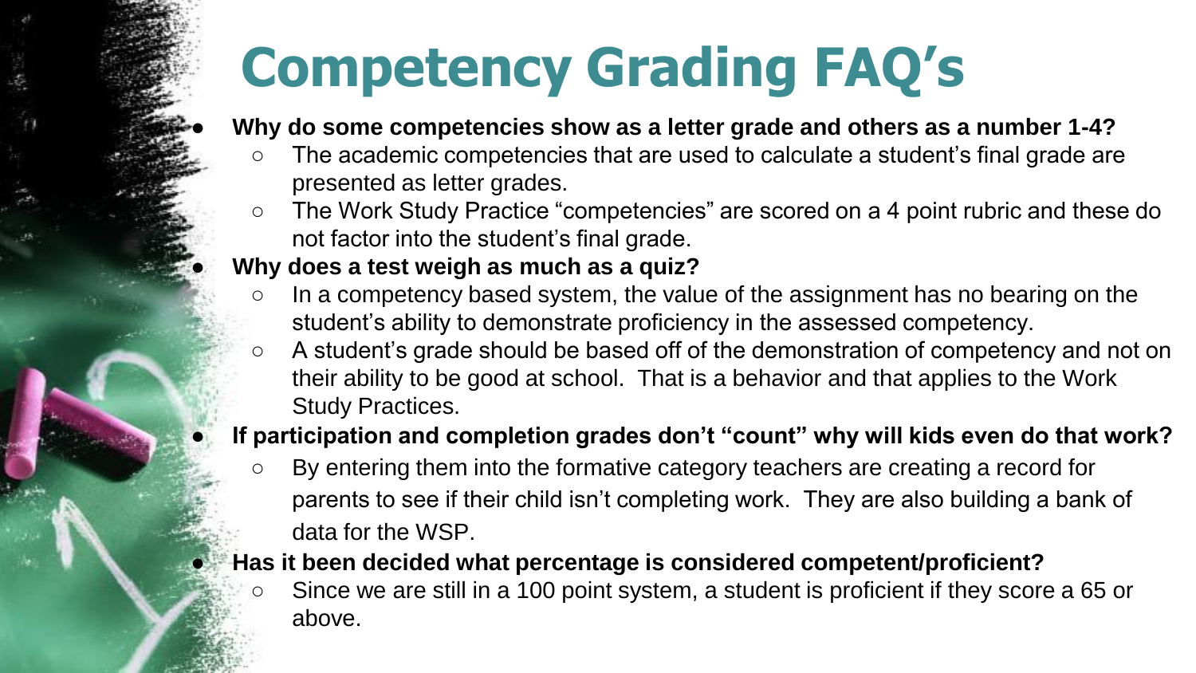# Competency Grading FAQ's

- **Why do some competencies show as a letter grade and others as a number 1-4?**
  - The academic competencies that are used to calculate a student's final grade are presented as letter grades.
  - The Work Study Practice "competencies" are scored on a 4 point rubric and these do not factor into the student's final grade.
- **Why does a test weigh as much as a quiz?**
  - In a competency based system, the value of the assignment has no bearing on the student's ability to demonstrate proficiency in the assessed competency.
  - A student's grade should be based off of the demonstration of competency and not on their ability to be good at school. That is a behavior and that applies to the Work Study Practices.
- **If participation and completion grades don't "count" why will kids even do that work?**
  - By entering them into the formative category teachers are creating a record for parents to see if their child isn't completing work. They are also building a bank of data for the WSP.
- **Has it been decided what percentage is considered competent/proficient?**
  - Since we are still in a 100 point system, a student is proficient if they score a 65 or above.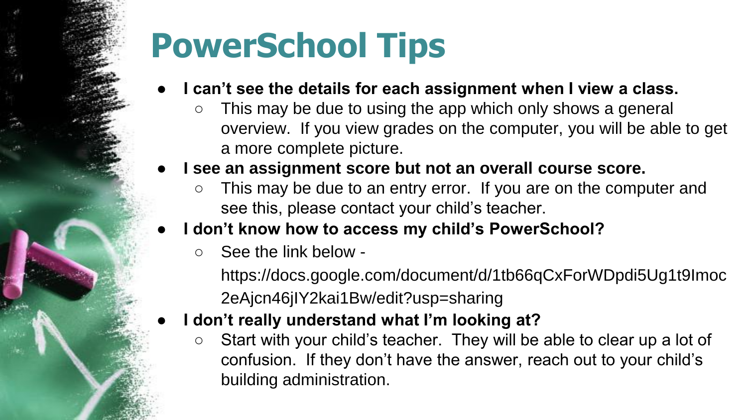# PowerSchool Tips

- **I can't see the details for each assignment when I view a class.**
  - This may be due to using the app which only shows a general overview. If you view grades on the computer, you will be able to get a more complete picture.
- **I see an assignment score but not an overall course score.**
  - This may be due to an entry error. If you are on the computer and see this, please contact your child's teacher.
- **I don't know how to access my child's PowerSchool?**
  - See the link below -

    https://docs.google.com/document/d/1tb66qCxForWDpdi5Ug1t9Imoc2eAjcn46jIY2kai1Bw/edit?usp=sharing
- **I don't really understand what I'm looking at?**
  - Start with your child's teacher. They will be able to clear up a lot of confusion. If they don't have the answer, reach out to your child's building administration.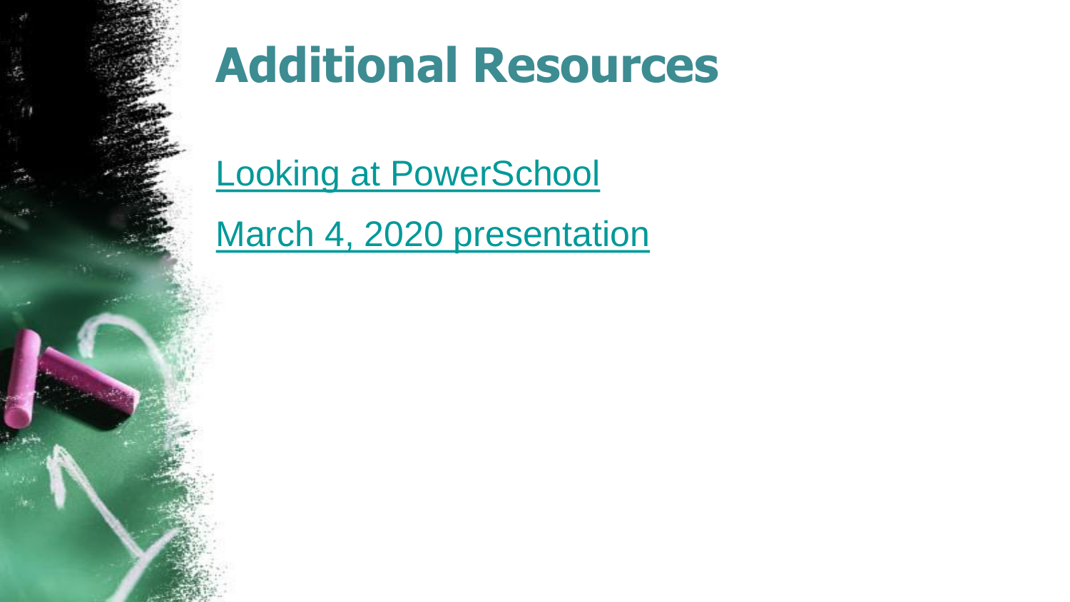# Additional Resources

Looking at PowerSchool

March 4, 2020 presentation